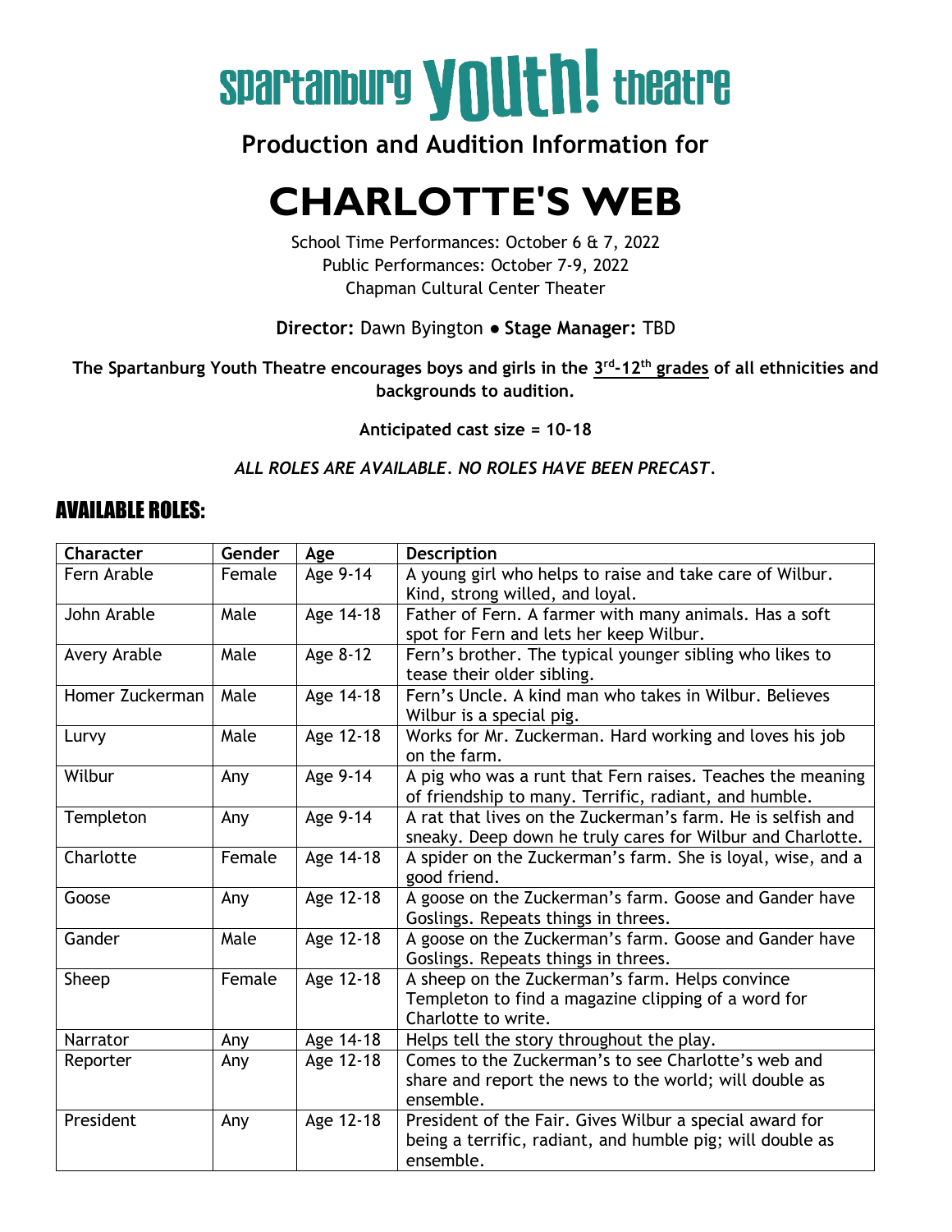# spartanburg youth! theatre

## Production and Audition Information for

# CHARLOTTE'S WEB

School Time Performances: October 6 & 7, 2022
Public Performances: October 7-9, 2022
Chapman Cultural Center Theater

**Director:** Dawn Byington ● **Stage Manager:** TBD

**The Spartanburg Youth Theatre encourages boys and girls in the 3rd-12th grades of all ethnicities and backgrounds to audition.**

**Anticipated cast size = 10-18**

***ALL ROLES ARE AVAILABLE. NO ROLES HAVE BEEN PRECAST.***

## AVAILABLE ROLES:

| Character | Gender | Age | Description |
|---|---|---|---|
| Fern Arable | Female | Age 9-14 | A young girl who helps to raise and take care of Wilbur. Kind, strong willed, and loyal. |
| John Arable | Male | Age 14-18 | Father of Fern. A farmer with many animals. Has a soft spot for Fern and lets her keep Wilbur. |
| Avery Arable | Male | Age 8-12 | Fern's brother. The typical younger sibling who likes to tease their older sibling. |
| Homer Zuckerman | Male | Age 14-18 | Fern's Uncle. A kind man who takes in Wilbur. Believes Wilbur is a special pig. |
| Lurvy | Male | Age 12-18 | Works for Mr. Zuckerman. Hard working and loves his job on the farm. |
| Wilbur | Any | Age 9-14 | A pig who was a runt that Fern raises. Teaches the meaning of friendship to many. Terrific, radiant, and humble. |
| Templeton | Any | Age 9-14 | A rat that lives on the Zuckerman's farm. He is selfish and sneaky. Deep down he truly cares for Wilbur and Charlotte. |
| Charlotte | Female | Age 14-18 | A spider on the Zuckerman's farm. She is loyal, wise, and a good friend. |
| Goose | Any | Age 12-18 | A goose on the Zuckerman's farm. Goose and Gander have Goslings. Repeats things in threes. |
| Gander | Male | Age 12-18 | A goose on the Zuckerman's farm. Goose and Gander have Goslings. Repeats things in threes. |
| Sheep | Female | Age 12-18 | A sheep on the Zuckerman's farm. Helps convince Templeton to find a magazine clipping of a word for Charlotte to write. |
| Narrator | Any | Age 14-18 | Helps tell the story throughout the play. |
| Reporter | Any | Age 12-18 | Comes to the Zuckerman's to see Charlotte's web and share and report the news to the world; will double as ensemble. |
| President | Any | Age 12-18 | President of the Fair. Gives Wilbur a special award for being a terrific, radiant, and humble pig; will double as ensemble. |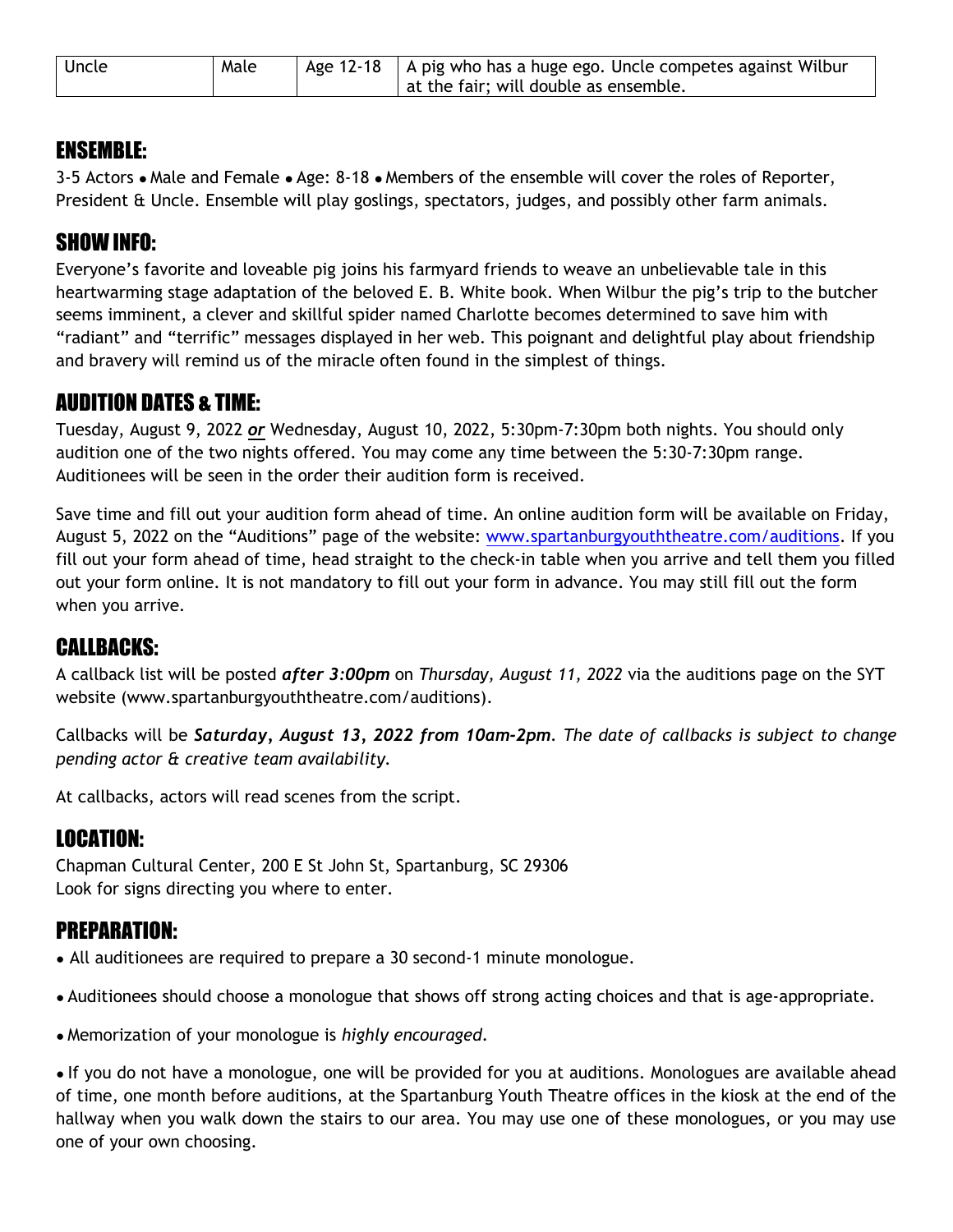| | | | |
|---|---|---|---|
| Uncle | Male | Age 12-18 | A pig who has a huge ego. Uncle competes against Wilbur at the fair; will double as ensemble. |

## ENSEMBLE:

3-5 Actors • Male and Female • Age: 8-18 • Members of the ensemble will cover the roles of Reporter, President & Uncle. Ensemble will play goslings, spectators, judges, and possibly other farm animals.

## SHOW INFO:

Everyone's favorite and loveable pig joins his farmyard friends to weave an unbelievable tale in this heartwarming stage adaptation of the beloved E. B. White book. When Wilbur the pig's trip to the butcher seems imminent, a clever and skillful spider named Charlotte becomes determined to save him with "radiant" and "terrific" messages displayed in her web. This poignant and delightful play about friendship and bravery will remind us of the miracle often found in the simplest of things.

## AUDITION DATES & TIME:

Tuesday, August 9, 2022 ***or*** Wednesday, August 10, 2022, 5:30pm-7:30pm both nights. You should only audition one of the two nights offered. You may come any time between the 5:30-7:30pm range. Auditionees will be seen in the order their audition form is received.

Save time and fill out your audition form ahead of time. An online audition form will be available on Friday, August 5, 2022 on the "Auditions" page of the website: www.spartanburgyouththeatre.com/auditions. If you fill out your form ahead of time, head straight to the check-in table when you arrive and tell them you filled out your form online. It is not mandatory to fill out your form in advance. You may still fill out the form when you arrive.

## CALLBACKS:

A callback list will be posted ***after 3:00pm*** on *Thursday, August 11, 2022* via the auditions page on the SYT website (www.spartanburgyouththeatre.com/auditions).

Callbacks will be ***Saturday, August 13, 2022 from 10am-2pm***. *The date of callbacks is subject to change pending actor & creative team availability.*

At callbacks, actors will read scenes from the script.

## LOCATION:

Chapman Cultural Center, 200 E St John St, Spartanburg, SC 29306
Look for signs directing you where to enter.

## PREPARATION:

- All auditionees are required to prepare a 30 second-1 minute monologue.
- Auditionees should choose a monologue that shows off strong acting choices and that is age-appropriate.
- Memorization of your monologue is *highly encouraged*.
- If you do not have a monologue, one will be provided for you at auditions. Monologues are available ahead of time, one month before auditions, at the Spartanburg Youth Theatre offices in the kiosk at the end of the hallway when you walk down the stairs to our area. You may use one of these monologues, or you may use one of your own choosing.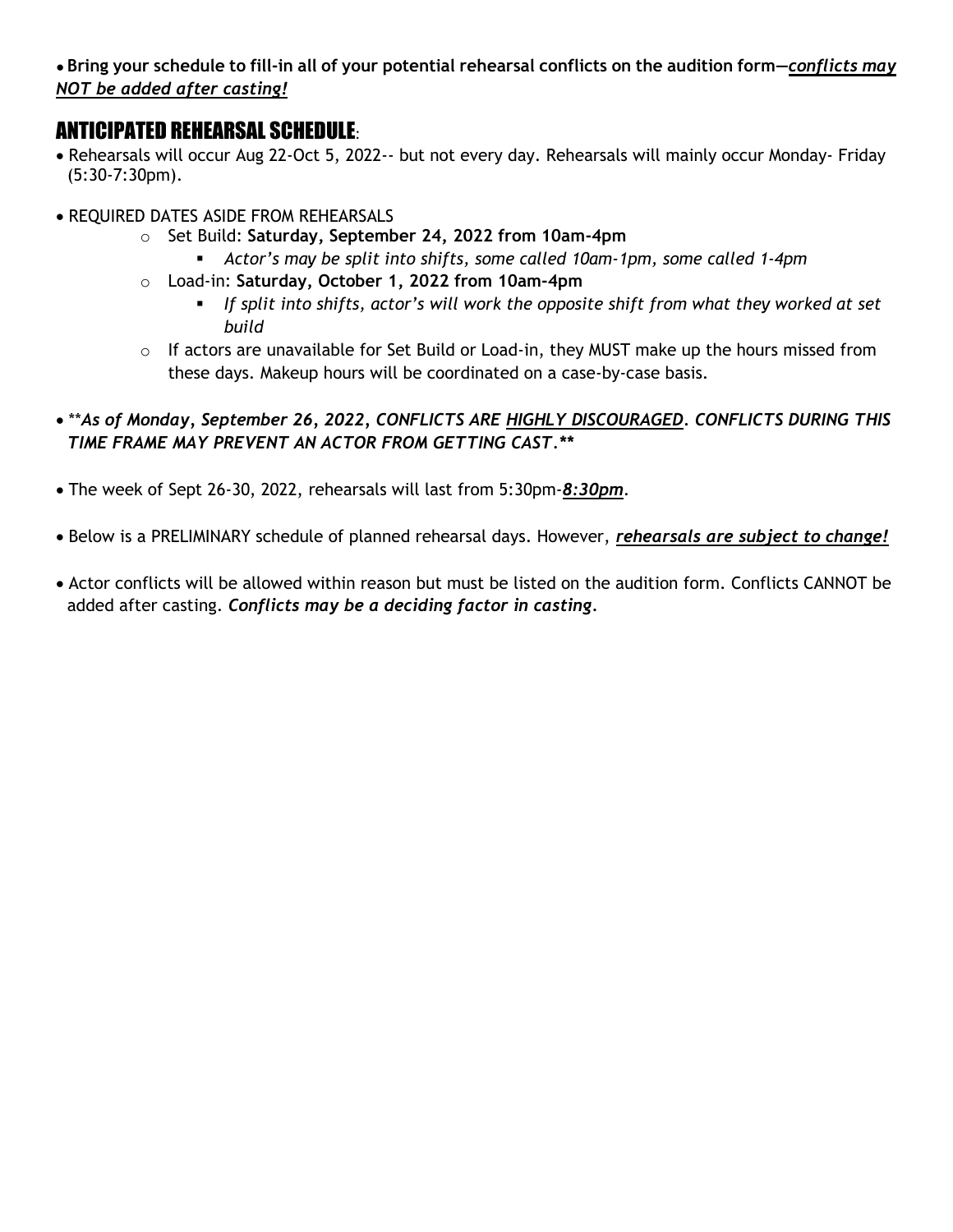- **Bring your schedule to fill-in all of your potential rehearsal conflicts on the audition form—*<u>conflicts may NOT be added after casting!</u>***

## ANTICIPATED REHEARSAL SCHEDULE:

- Rehearsals will occur Aug 22-Oct 5, 2022-- but not every day. Rehearsals will mainly occur Monday- Friday (5:30-7:30pm).
- REQUIRED DATES ASIDE FROM REHEARSALS
    - Set Build: **Saturday, September 24, 2022 from 10am-4pm**
        - *Actor's may be split into shifts, some called 10am-1pm, some called 1-4pm*
    - Load-in: **Saturday, October 1, 2022 from 10am-4pm**
        - *If split into shifts, actor's will work the opposite shift from what they worked at set build*
    - If actors are unavailable for Set Build or Load-in, they MUST make up the hours missed from these days. Makeup hours will be coordinated on a case-by-case basis.
- ***As of Monday, September 26, 2022, CONFLICTS ARE <u>HIGHLY DISCOURAGED</u>. CONFLICTS DURING THIS TIME FRAME MAY PREVENT AN ACTOR FROM GETTING CAST.***
- The week of Sept 26-30, 2022, rehearsals will last from 5:30pm-***<u>8:30pm</u>***.
- Below is a PRELIMINARY schedule of planned rehearsal days. However, ***<u>rehearsals are subject to change!</u>***
- Actor conflicts will be allowed within reason but must be listed on the audition form. Conflicts CANNOT be added after casting. ***Conflicts may be a deciding factor in casting***.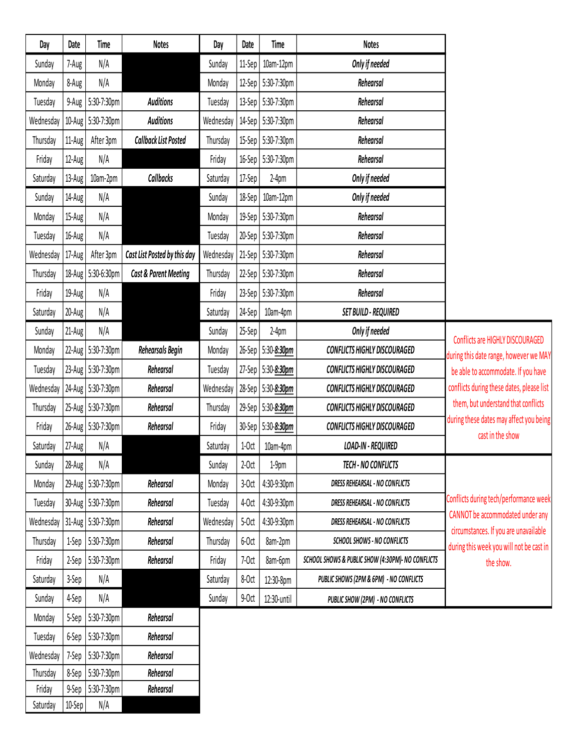| Day | Date | Time | Notes |
|---|---|---|---|
| Sunday | 7-Aug | N/A | |
| Monday | 8-Aug | N/A | |
| Tuesday | 9-Aug | 5:30-7:30pm | *Auditions* |
| Wednesday | 10-Aug | 5:30-7:30pm | *Auditions* |
| Thursday | 11-Aug | After 3pm | *Callback List Posted* |
| Friday | 12-Aug | N/A | |
| Saturday | 13-Aug | 10am-2pm | *Callbacks* |
| Sunday | 14-Aug | N/A | |
| Monday | 15-Aug | N/A | |
| Tuesday | 16-Aug | N/A | |
| Wednesday | 17-Aug | After 3pm | *Cast List Posted by this day* |
| Thursday | 18-Aug | 5:30-6:30pm | *Cast & Parent Meeting* |
| Friday | 19-Aug | N/A | |
| Saturday | 20-Aug | N/A | |
| Sunday | 21-Aug | N/A | |
| Monday | 22-Aug | 5:30-7:30pm | *Rehearsals Begin* |
| Tuesday | 23-Aug | 5:30-7:30pm | *Rehearsal* |
| Wednesday | 24-Aug | 5:30-7:30pm | *Rehearsal* |
| Thursday | 25-Aug | 5:30-7:30pm | *Rehearsal* |
| Friday | 26-Aug | 5:30-7:30pm | *Rehearsal* |
| Saturday | 27-Aug | N/A | |
| Sunday | 28-Aug | N/A | |
| Monday | 29-Aug | 5:30-7:30pm | *Rehearsal* |
| Tuesday | 30-Aug | 5:30-7:30pm | *Rehearsal* |
| Wednesday | 31-Aug | 5:30-7:30pm | *Rehearsal* |
| Thursday | 1-Sep | 5:30-7:30pm | *Rehearsal* |
| Friday | 2-Sep | 5:30-7:30pm | *Rehearsal* |
| Saturday | 3-Sep | N/A | |
| Sunday | 4-Sep | N/A | |
| Monday | 5-Sep | 5:30-7:30pm | *Rehearsal* |
| Tuesday | 6-Sep | 5:30-7:30pm | *Rehearsal* |
| Wednesday | 7-Sep | 5:30-7:30pm | *Rehearsal* |
| Thursday | 8-Sep | 5:30-7:30pm | *Rehearsal* |
| Friday | 9-Sep | 5:30-7:30pm | *Rehearsal* |
| Saturday | 10-Sep | N/A | |

| Day | Date | Time | Notes | |
|---|---|---|---|---|
| Sunday | 11-Sep | 10am-12pm | *Only if needed* | |
| Monday | 12-Sep | 5:30-7:30pm | *Rehearsal* | |
| Tuesday | 13-Sep | 5:30-7:30pm | *Rehearsal* | |
| Wednesday | 14-Sep | 5:30-7:30pm | *Rehearsal* | |
| Thursday | 15-Sep | 5:30-7:30pm | *Rehearsal* | |
| Friday | 16-Sep | 5:30-7:30pm | *Rehearsal* | |
| Saturday | 17-Sep | 2-4pm | *Only if needed* | |
| Sunday | 18-Sep | 10am-12pm | *Only if needed* | |
| Monday | 19-Sep | 5:30-7:30pm | *Rehearsal* | |
| Tuesday | 20-Sep | 5:30-7:30pm | *Rehearsal* | |
| Wednesday | 21-Sep | 5:30-7:30pm | *Rehearsal* | |
| Thursday | 22-Sep | 5:30-7:30pm | *Rehearsal* | |
| Friday | 23-Sep | 5:30-7:30pm | *Rehearsal* | |
| Saturday | 24-Sep | 10am-4pm | *SET BUILD - REQUIRED* | |
| Sunday | 25-Sep | 2-4pm | *Only if needed* | Conflicts are HIGHLY DISCOURAGED during this date range, however we MAY be able to accommodate. If you have conflicts during these dates, please list them, but understand that conflicts during these dates may affect you being cast in the show |
| Monday | 26-Sep | 5:30-***8:30pm*** | *CONFLICTS HIGHLY DISCOURAGED* | |
| Tuesday | 27-Sep | 5:30-***8:30pm*** | *CONFLICTS HIGHLY DISCOURAGED* | |
| Wednesday | 28-Sep | 5:30-***8:30pm*** | *CONFLICTS HIGHLY DISCOURAGED* | |
| Thursday | 29-Sep | 5:30-***8:30pm*** | *CONFLICTS HIGHLY DISCOURAGED* | |
| Friday | 30-Sep | 5:30-***8:30pm*** | *CONFLICTS HIGHLY DISCOURAGED* | |
| Saturday | 1-Oct | 10am-4pm | *LOAD-IN - REQUIRED* | |
| Sunday | 2-Oct | 1-9pm | *TECH - NO CONFLICTS* | Conflicts during tech/performance week CANNOT be accommodated under any circumstances. If you are unavailable during this week you will not be cast in the show. |
| Monday | 3-Oct | 4:30-9:30pm | *DRESS REHEARSAL - NO CONFLICTS* | |
| Tuesday | 4-Oct | 4:30-9:30pm | *DRESS REHEARSAL - NO CONFLICTS* | |
| Wednesday | 5-Oct | 4:30-9:30pm | *DRESS REHEARSAL - NO CONFLICTS* | |
| Thursday | 6-Oct | 8am-2pm | *SCHOOL SHOWS - NO CONFLICTS* | |
| Friday | 7-Oct | 8am-6pm | *SCHOOL SHOWS & PUBLIC SHOW (4:30PM)- NO CONFLICTS* | |
| Saturday | 8-Oct | 12:30-8pm | *PUBLIC SHOWS (2PM & 6PM) - NO CONFLICTS* | |
| Sunday | 9-Oct | 12:30-until | *PUBLIC SHOW (2PM) - NO CONFLICTS* | |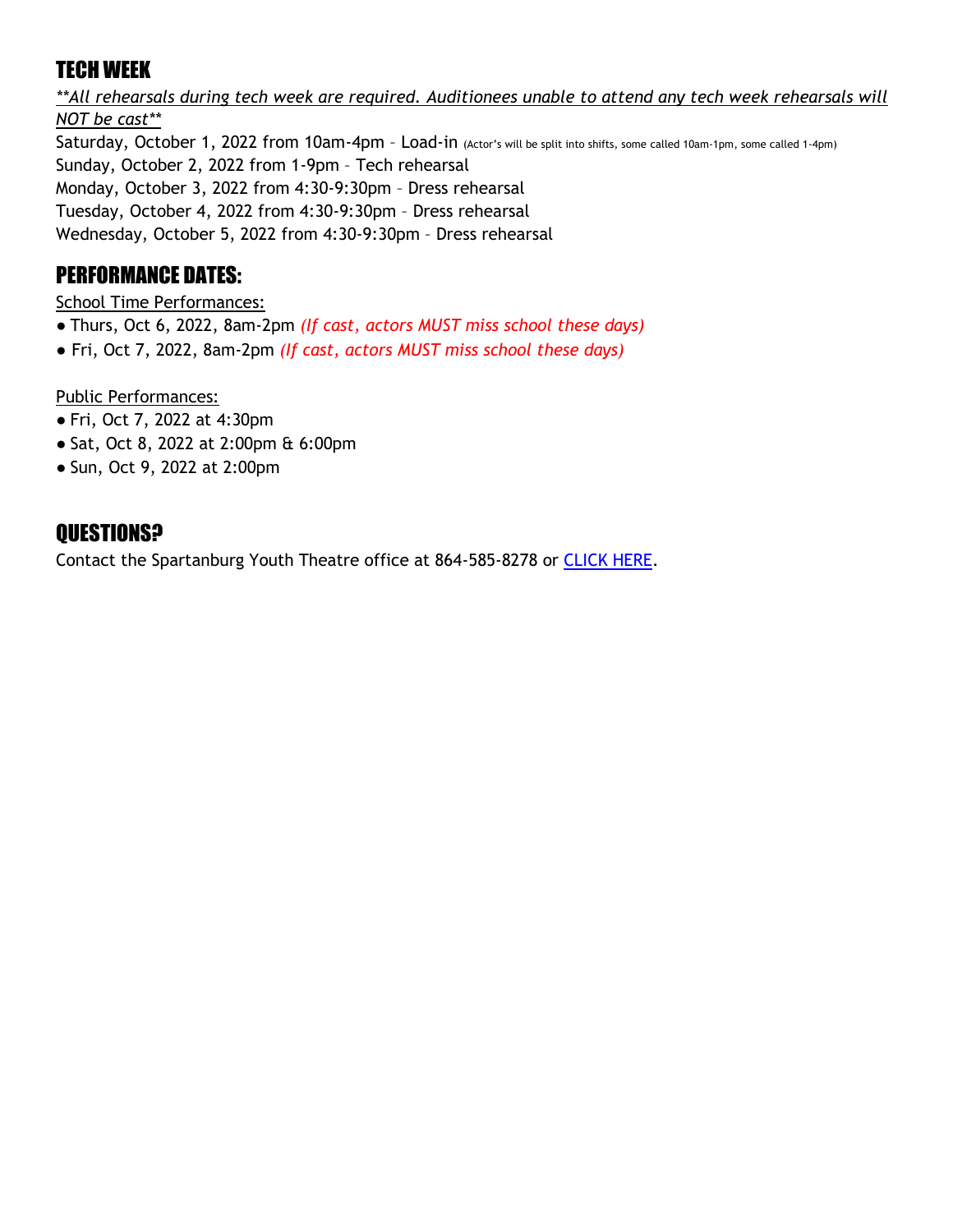## TECH WEEK

*<u>\*\*All rehearsals during tech week are required. Auditionees unable to attend any tech week rehearsals will NOT be cast\*\*</u>*

Saturday, October 1, 2022 from 10am-4pm – Load-in (Actor's will be split into shifts, some called 10am-1pm, some called 1-4pm)
Sunday, October 2, 2022 from 1-9pm – Tech rehearsal
Monday, October 3, 2022 from 4:30-9:30pm – Dress rehearsal
Tuesday, October 4, 2022 from 4:30-9:30pm – Dress rehearsal
Wednesday, October 5, 2022 from 4:30-9:30pm – Dress rehearsal

## PERFORMANCE DATES:

<u>School Time Performances:</u>

- Thurs, Oct 6, 2022, 8am-2pm *(If cast, actors MUST miss school these days)*
- Fri, Oct 7, 2022, 8am-2pm *(If cast, actors MUST miss school these days)*

<u>Public Performances:</u>

- Fri, Oct 7, 2022 at 4:30pm
- Sat, Oct 8, 2022 at 2:00pm & 6:00pm
- Sun, Oct 9, 2022 at 2:00pm

## QUESTIONS?

Contact the Spartanburg Youth Theatre office at 864-585-8278 or <u>CLICK HERE</u>.